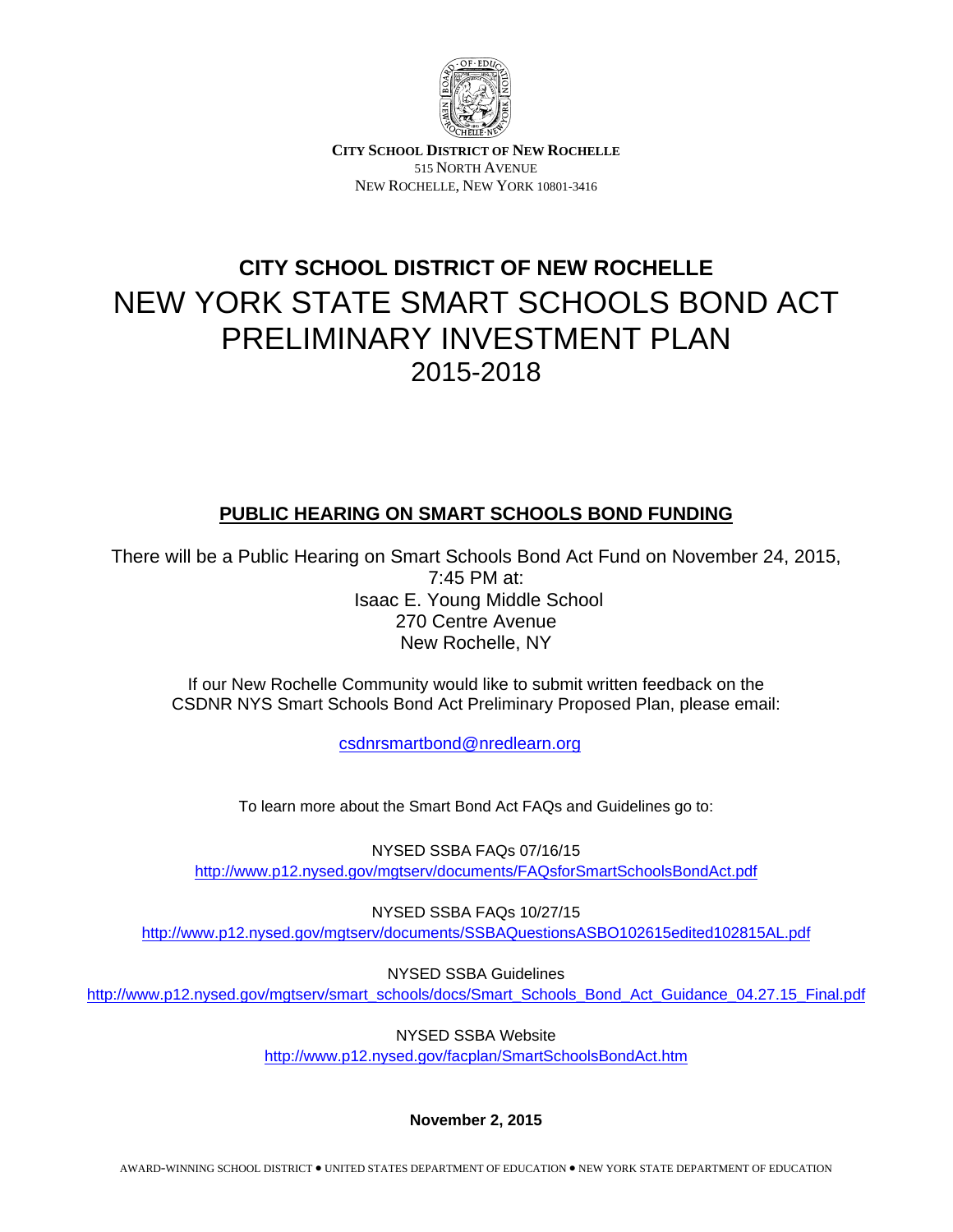**CITY SCHOOL DISTRICT OF NEW ROCHELLE**
515 NORTH AVENUE
NEW ROCHELLE, NEW YORK 10801-3416

# CITY SCHOOL DISTRICT OF NEW ROCHELLE
# NEW YORK STATE SMART SCHOOLS BOND ACT PRELIMINARY INVESTMENT PLAN
# 2015-2018

## PUBLIC HEARING ON SMART SCHOOLS BOND FUNDING

There will be a Public Hearing on Smart Schools Bond Act Fund on November 24, 2015, 7:45 PM at:
Isaac E. Young Middle School
270 Centre Avenue
New Rochelle, NY

If our New Rochelle Community would like to submit written feedback on the CSDNR NYS Smart Schools Bond Act Preliminary Proposed Plan, please email:

csdnrsmartbond@nredlearn.org

To learn more about the Smart Bond Act FAQs and Guidelines go to:

NYSED SSBA FAQs 07/16/15
http://www.p12.nysed.gov/mgtserv/documents/FAQsforSmartSchoolsBondAct.pdf

NYSED SSBA FAQs 10/27/15
http://www.p12.nysed.gov/mgtserv/documents/SSBAQuestionsASBO102615edited102815AL.pdf

NYSED SSBA Guidelines
http://www.p12.nysed.gov/mgtserv/smart_schools/docs/Smart_Schools_Bond_Act_Guidance_04.27.15_Final.pdf

NYSED SSBA Website
http://www.p12.nysed.gov/facplan/SmartSchoolsBondAct.htm

**November 2, 2015**

AWARD-WINNING SCHOOL DISTRICT • UNITED STATES DEPARTMENT OF EDUCATION • NEW YORK STATE DEPARTMENT OF EDUCATION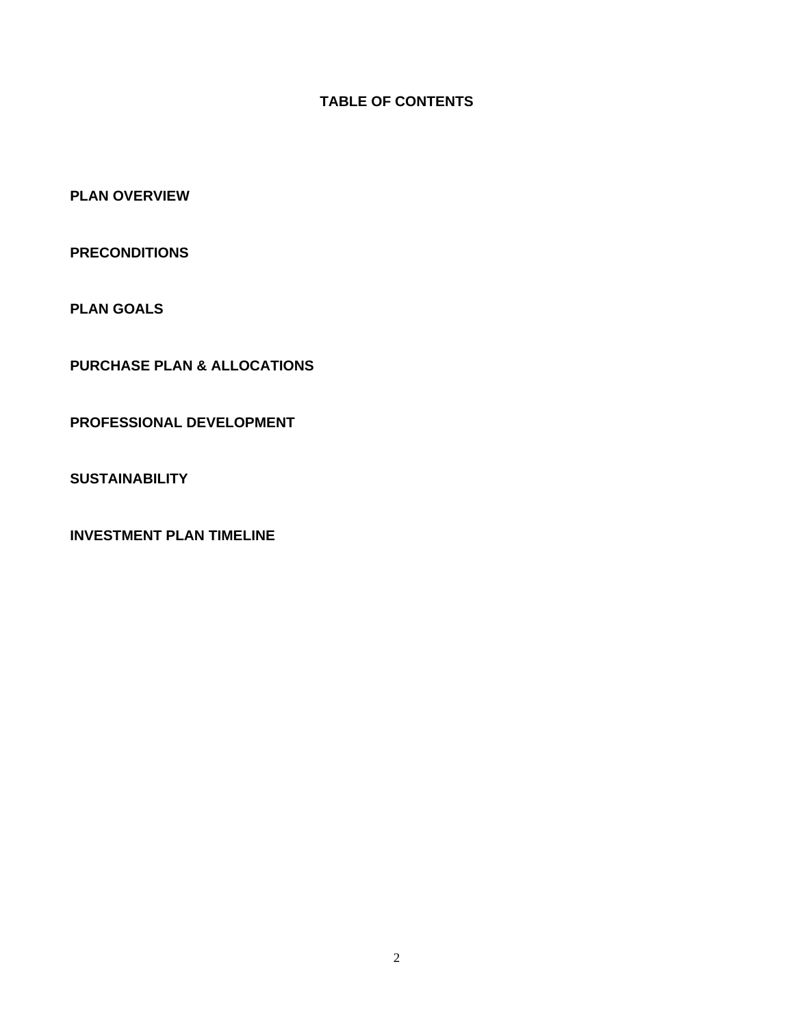# TABLE OF CONTENTS

**PLAN OVERVIEW**

**PRECONDITIONS**

**PLAN GOALS**

**PURCHASE PLAN & ALLOCATIONS**

**PROFESSIONAL DEVELOPMENT**

**SUSTAINABILITY**

**INVESTMENT PLAN TIMELINE**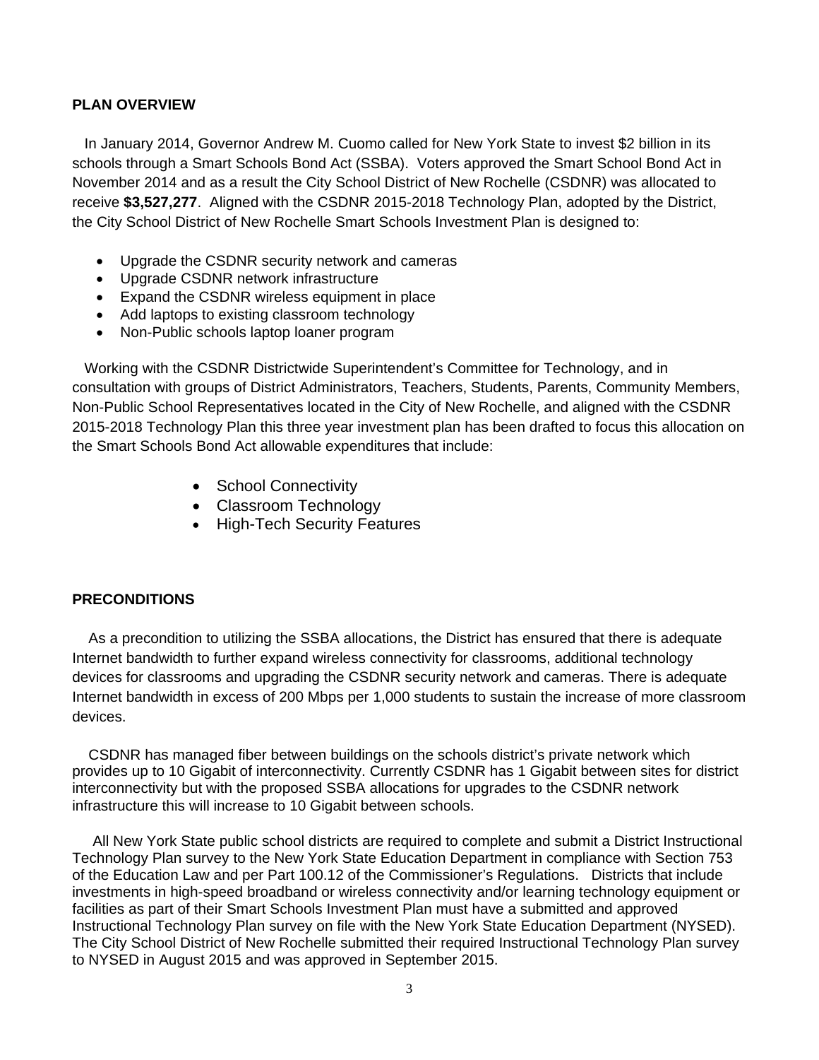## PLAN OVERVIEW

In January 2014, Governor Andrew M. Cuomo called for New York State to invest $2 billion in its schools through a Smart Schools Bond Act (SSBA). Voters approved the Smart School Bond Act in November 2014 and as a result the City School District of New Rochelle (CSDNR) was allocated to receive **$3,527,277**. Aligned with the CSDNR 2015-2018 Technology Plan, adopted by the District, the City School District of New Rochelle Smart Schools Investment Plan is designed to:

- Upgrade the CSDNR security network and cameras
- Upgrade CSDNR network infrastructure
- Expand the CSDNR wireless equipment in place
- Add laptops to existing classroom technology
- Non-Public schools laptop loaner program

Working with the CSDNR Districtwide Superintendent's Committee for Technology, and in consultation with groups of District Administrators, Teachers, Students, Parents, Community Members, Non-Public School Representatives located in the City of New Rochelle, and aligned with the CSDNR 2015-2018 Technology Plan this three year investment plan has been drafted to focus this allocation on the Smart Schools Bond Act allowable expenditures that include:

- School Connectivity
- Classroom Technology
- High-Tech Security Features

## PRECONDITIONS

As a precondition to utilizing the SSBA allocations, the District has ensured that there is adequate Internet bandwidth to further expand wireless connectivity for classrooms, additional technology devices for classrooms and upgrading the CSDNR security network and cameras. There is adequate Internet bandwidth in excess of 200 Mbps per 1,000 students to sustain the increase of more classroom devices.

CSDNR has managed fiber between buildings on the schools district's private network which provides up to 10 Gigabit of interconnectivity. Currently CSDNR has 1 Gigabit between sites for district interconnectivity but with the proposed SSBA allocations for upgrades to the CSDNR network infrastructure this will increase to 10 Gigabit between schools.

All New York State public school districts are required to complete and submit a District Instructional Technology Plan survey to the New York State Education Department in compliance with Section 753 of the Education Law and per Part 100.12 of the Commissioner's Regulations. Districts that include investments in high-speed broadband or wireless connectivity and/or learning technology equipment or facilities as part of their Smart Schools Investment Plan must have a submitted and approved Instructional Technology Plan survey on file with the New York State Education Department (NYSED). The City School District of New Rochelle submitted their required Instructional Technology Plan survey to NYSED in August 2015 and was approved in September 2015.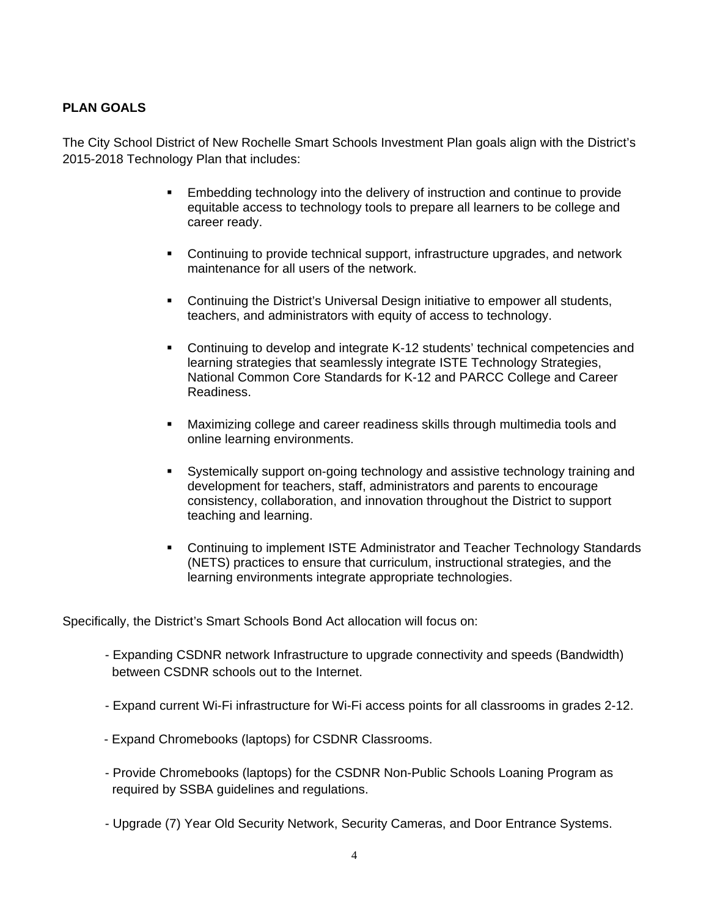**PLAN GOALS**

The City School District of New Rochelle Smart Schools Investment Plan goals align with the District's 2015-2018 Technology Plan that includes:

- Embedding technology into the delivery of instruction and continue to provide equitable access to technology tools to prepare all learners to be college and career ready.
- Continuing to provide technical support, infrastructure upgrades, and network maintenance for all users of the network.
- Continuing the District's Universal Design initiative to empower all students, teachers, and administrators with equity of access to technology.
- Continuing to develop and integrate K-12 students' technical competencies and learning strategies that seamlessly integrate ISTE Technology Strategies, National Common Core Standards for K-12 and PARCC College and Career Readiness.
- Maximizing college and career readiness skills through multimedia tools and online learning environments.
- Systemically support on-going technology and assistive technology training and development for teachers, staff, administrators and parents to encourage consistency, collaboration, and innovation throughout the District to support teaching and learning.
- Continuing to implement ISTE Administrator and Teacher Technology Standards (NETS) practices to ensure that curriculum, instructional strategies, and the learning environments integrate appropriate technologies.

Specifically, the District's Smart Schools Bond Act allocation will focus on:

- Expanding CSDNR network Infrastructure to upgrade connectivity and speeds (Bandwidth) between CSDNR schools out to the Internet.
- Expand current Wi-Fi infrastructure for Wi-Fi access points for all classrooms in grades 2-12.
- Expand Chromebooks (laptops) for CSDNR Classrooms.
- Provide Chromebooks (laptops) for the CSDNR Non-Public Schools Loaning Program as required by SSBA guidelines and regulations.
- Upgrade (7) Year Old Security Network, Security Cameras, and Door Entrance Systems.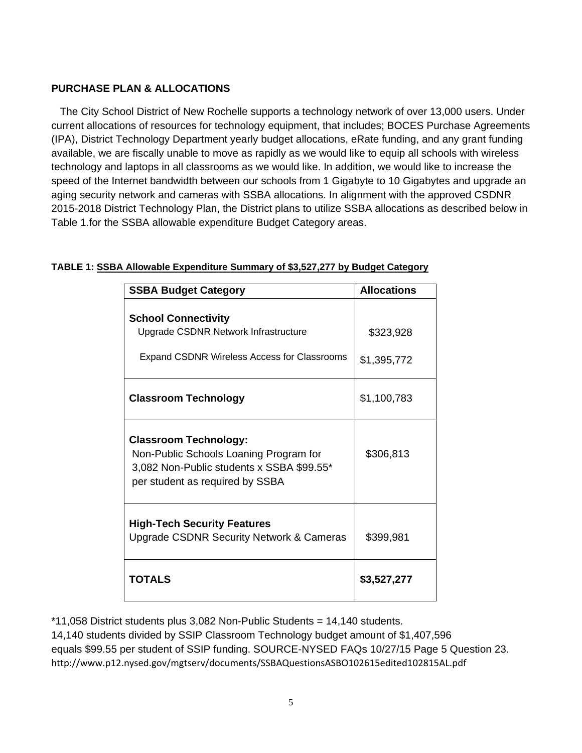## PURCHASE PLAN & ALLOCATIONS

The City School District of New Rochelle supports a technology network of over 13,000 users. Under current allocations of resources for technology equipment, that includes; BOCES Purchase Agreements (IPA), District Technology Department yearly budget allocations, eRate funding, and any grant funding available, we are fiscally unable to move as rapidly as we would like to equip all schools with wireless technology and laptops in all classrooms as we would like. In addition, we would like to increase the speed of the Internet bandwidth between our schools from 1 Gigabyte to 10 Gigabytes and upgrade an aging security network and cameras with SSBA allocations. In alignment with the approved CSDNR 2015-2018 District Technology Plan, the District plans to utilize SSBA allocations as described below in Table 1.for the SSBA allowable expenditure Budget Category areas.

**TABLE 1: SSBA Allowable Expenditure Summary of $3,527,277 by Budget Category**

| SSBA Budget Category | Allocations |
|---|---|
| **School Connectivity** | |
| Upgrade CSDNR Network Infrastructure | $323,928 |
| Expand CSDNR Wireless Access for Classrooms | $1,395,772 |
| **Classroom Technology** | $1,100,783 |
| **Classroom Technology:** Non-Public Schools Loaning Program for 3,082 Non-Public students x SSBA $99.55* per student as required by SSBA | $306,813 |
| **High-Tech Security Features** Upgrade CSDNR Security Network & Cameras | $399,981 |
| **TOTALS** | **$3,527,277** |

*11,058 District students plus 3,082 Non-Public Students = 14,140 students.
14,140 students divided by SSIP Classroom Technology budget amount of $1,407,596 equals $99.55 per student of SSIP funding. SOURCE-NYSED FAQs 10/27/15 Page 5 Question 23.
http://www.p12.nysed.gov/mgtserv/documents/SSBAQuestionsASBO102615edited102815AL.pdf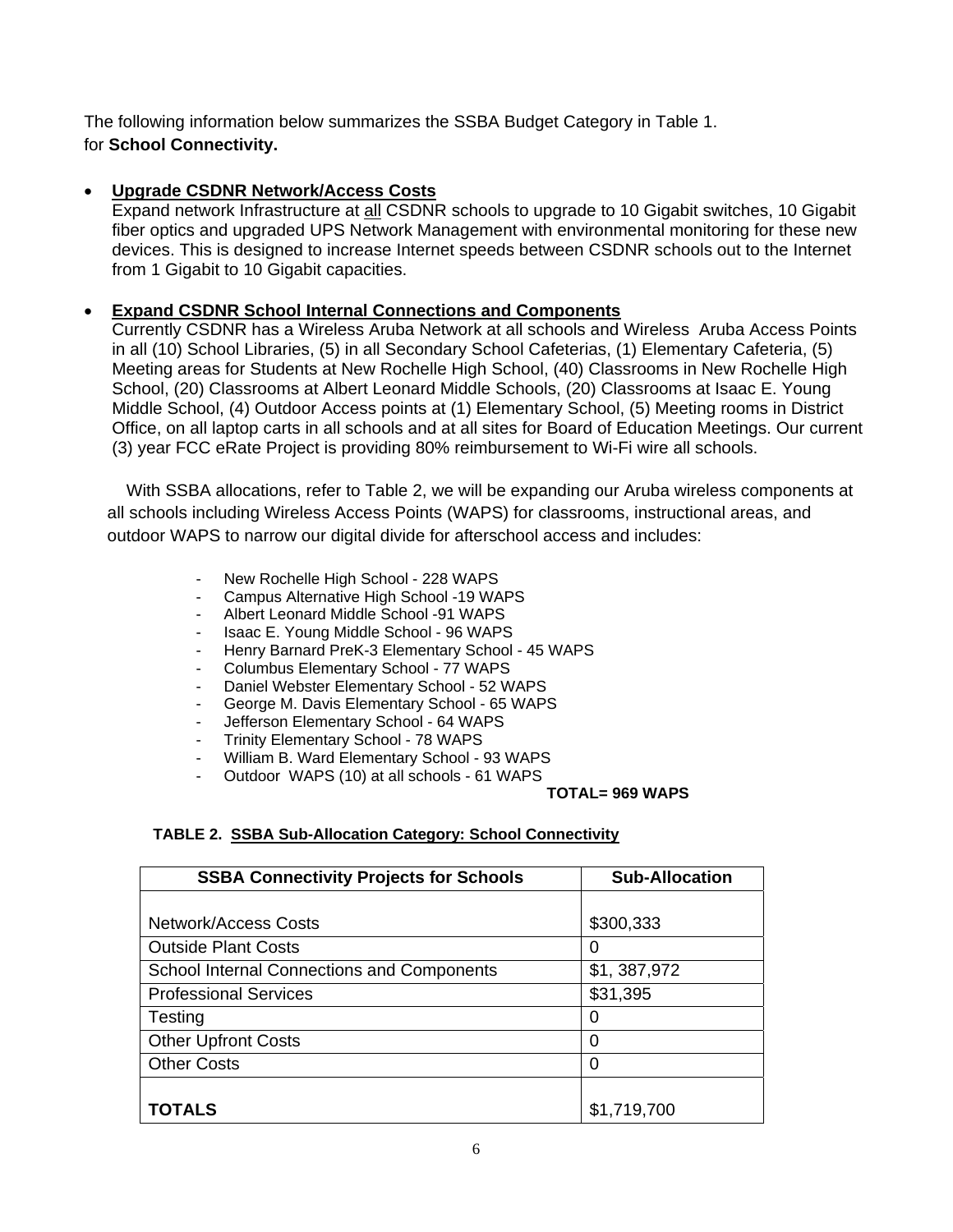The following information below summarizes the SSBA Budget Category in Table 1.
for **School Connectivity.**

- **Upgrade CSDNR Network/Access Costs**
  Expand network Infrastructure at all CSDNR schools to upgrade to 10 Gigabit switches, 10 Gigabit fiber optics and upgraded UPS Network Management with environmental monitoring for these new devices. This is designed to increase Internet speeds between CSDNR schools out to the Internet from 1 Gigabit to 10 Gigabit capacities.

- **Expand CSDNR School Internal Connections and Components**
  Currently CSDNR has a Wireless Aruba Network at all schools and Wireless Aruba Access Points in all (10) School Libraries, (5) in all Secondary School Cafeterias, (1) Elementary Cafeteria, (5) Meeting areas for Students at New Rochelle High School, (40) Classrooms in New Rochelle High School, (20) Classrooms at Albert Leonard Middle Schools, (20) Classrooms at Isaac E. Young Middle School, (4) Outdoor Access points at (1) Elementary School, (5) Meeting rooms in District Office, on all laptop carts in all schools and at all sites for Board of Education Meetings. Our current (3) year FCC eRate Project is providing 80% reimbursement to Wi-Fi wire all schools.

  With SSBA allocations, refer to Table 2, we will be expanding our Aruba wireless components at all schools including Wireless Access Points (WAPS) for classrooms, instructional areas, and outdoor WAPS to narrow our digital divide for afterschool access and includes:

  - New Rochelle High School - 228 WAPS
  - Campus Alternative High School -19 WAPS
  - Albert Leonard Middle School -91 WAPS
  - Isaac E. Young Middle School - 96 WAPS
  - Henry Barnard PreK-3 Elementary School - 45 WAPS
  - Columbus Elementary School - 77 WAPS
  - Daniel Webster Elementary School - 52 WAPS
  - George M. Davis Elementary School - 65 WAPS
  - Jefferson Elementary School - 64 WAPS
  - Trinity Elementary School - 78 WAPS
  - William B. Ward Elementary School - 93 WAPS
  - Outdoor WAPS (10) at all schools - 61 WAPS

  **TOTAL= 969 WAPS**

**TABLE 2. SSBA Sub-Allocation Category: School Connectivity**

| SSBA Connectivity Projects for Schools | Sub-Allocation |
|---|---|
| Network/Access Costs | $300,333 |
| Outside Plant Costs | 0 |
| School Internal Connections and Components | $1, 387,972 |
| Professional Services | $31,395 |
| Testing | 0 |
| Other Upfront Costs | 0 |
| Other Costs | 0 |
| **TOTALS** | $1,719,700 |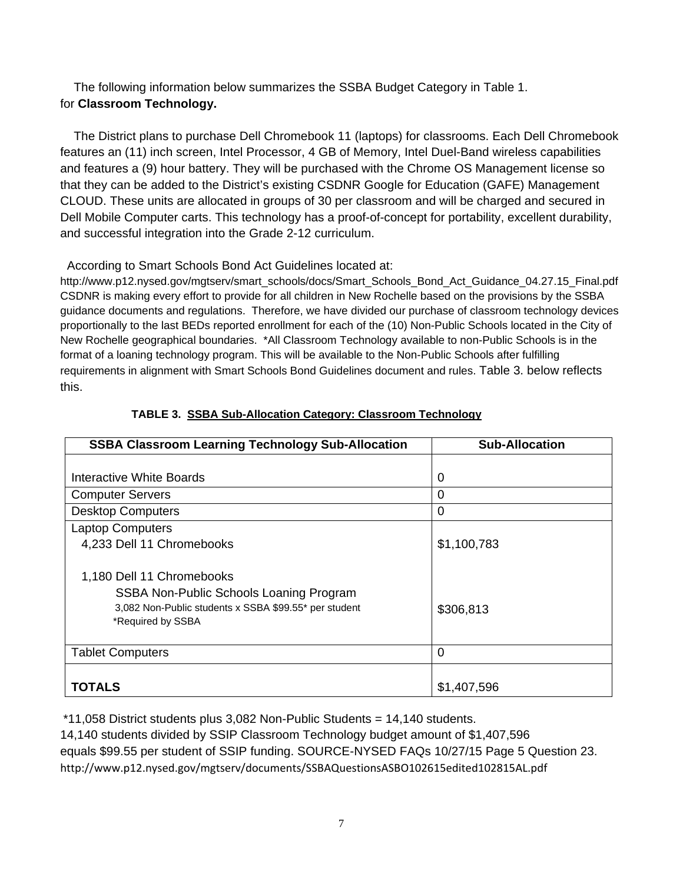The following information below summarizes the SSBA Budget Category in Table 1. for **Classroom Technology.**

The District plans to purchase Dell Chromebook 11 (laptops) for classrooms. Each Dell Chromebook features an (11) inch screen, Intel Processor, 4 GB of Memory, Intel Duel-Band wireless capabilities and features a (9) hour battery. They will be purchased with the Chrome OS Management license so that they can be added to the District's existing CSDNR Google for Education (GAFE) Management CLOUD. These units are allocated in groups of 30 per classroom and will be charged and secured in Dell Mobile Computer carts. This technology has a proof-of-concept for portability, excellent durability, and successful integration into the Grade 2-12 curriculum.

According to Smart Schools Bond Act Guidelines located at:
http://www.p12.nysed.gov/mgtserv/smart_schools/docs/Smart_Schools_Bond_Act_Guidance_04.27.15_Final.pdf
CSDNR is making every effort to provide for all children in New Rochelle based on the provisions by the SSBA guidance documents and regulations. Therefore, we have divided our purchase of classroom technology devices proportionally to the last BEDs reported enrollment for each of the (10) Non-Public Schools located in the City of New Rochelle geographical boundaries. *All Classroom Technology available to non-Public Schools is in the format of a loaning technology program. This will be available to the Non-Public Schools after fulfilling requirements in alignment with Smart Schools Bond Guidelines document and rules. Table 3. below reflects this.

**TABLE 3. SSBA Sub-Allocation Category: Classroom Technology**

| SSBA Classroom Learning Technology Sub-Allocation | Sub-Allocation |
|---|---|
| Interactive White Boards | 0 |
| Computer Servers | 0 |
| Desktop Computers | 0 |
| Laptop Computers<br>4,233 Dell 11 Chromebooks | $1,100,783 |
| 1,180 Dell 11 Chromebooks<br>SSBA Non-Public Schools Loaning Program<br>3,082 Non-Public students x SSBA $99.55* per student<br>*Required by SSBA | $306,813 |
| Tablet Computers | 0 |
| **TOTALS** | $1,407,596 |

*11,058 District students plus 3,082 Non-Public Students = 14,140 students.
14,140 students divided by SSIP Classroom Technology budget amount of $1,407,596 equals $99.55 per student of SSIP funding. SOURCE-NYSED FAQs 10/27/15 Page 5 Question 23.
http://www.p12.nysed.gov/mgtserv/documents/SSBAQuestionsASBO102615edited102815AL.pdf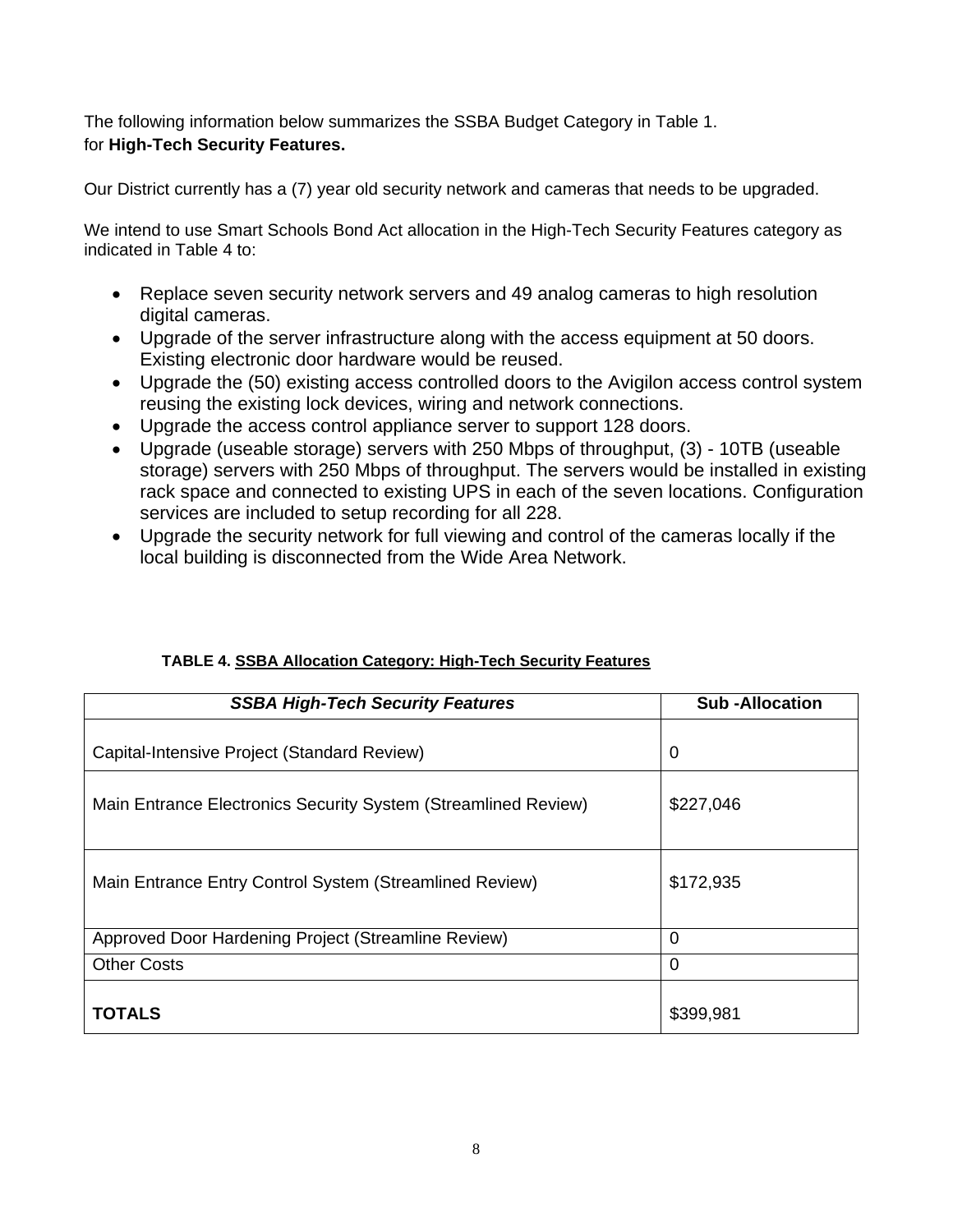The following information below summarizes the SSBA Budget Category in Table 1.
for **High-Tech Security Features.**

Our District currently has a (7) year old security network and cameras that needs to be upgraded.

We intend to use Smart Schools Bond Act allocation in the High-Tech Security Features category as indicated in Table 4 to:

- Replace seven security network servers and 49 analog cameras to high resolution digital cameras.
- Upgrade of the server infrastructure along with the access equipment at 50 doors. Existing electronic door hardware would be reused.
- Upgrade the (50) existing access controlled doors to the Avigilon access control system reusing the existing lock devices, wiring and network connections.
- Upgrade the access control appliance server to support 128 doors.
- Upgrade (useable storage) servers with 250 Mbps of throughput, (3) - 10TB (useable storage) servers with 250 Mbps of throughput. The servers would be installed in existing rack space and connected to existing UPS in each of the seven locations. Configuration services are included to setup recording for all 228.
- Upgrade the security network for full viewing and control of the cameras locally if the local building is disconnected from the Wide Area Network.

**TABLE 4. SSBA Allocation Category: High-Tech Security Features**

| ***SSBA High-Tech Security Features*** | **Sub -Allocation** |
|---|---|
| Capital-Intensive Project (Standard Review) | 0 |
| Main Entrance Electronics Security System (Streamlined Review) | $227,046 |
| Main Entrance Entry Control System (Streamlined Review) | $172,935 |
| Approved Door Hardening Project (Streamline Review) | 0 |
| Other Costs | 0 |
| **TOTALS** | $399,981 |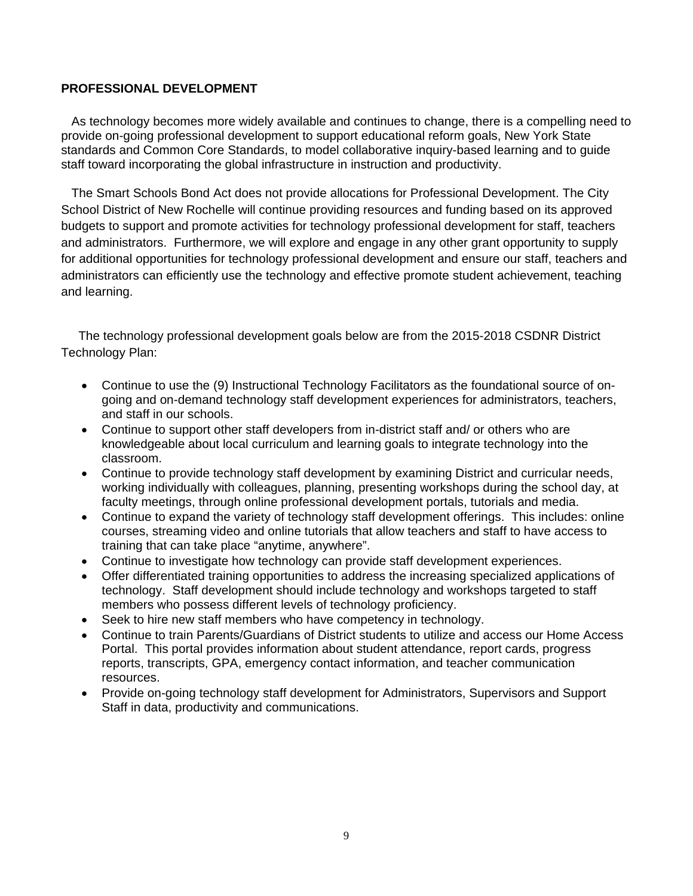**PROFESSIONAL DEVELOPMENT**

As technology becomes more widely available and continues to change, there is a compelling need to provide on-going professional development to support educational reform goals, New York State standards and Common Core Standards, to model collaborative inquiry-based learning and to guide staff toward incorporating the global infrastructure in instruction and productivity.

The Smart Schools Bond Act does not provide allocations for Professional Development. The City School District of New Rochelle will continue providing resources and funding based on its approved budgets to support and promote activities for technology professional development for staff, teachers and administrators. Furthermore, we will explore and engage in any other grant opportunity to supply for additional opportunities for technology professional development and ensure our staff, teachers and administrators can efficiently use the technology and effective promote student achievement, teaching and learning.

The technology professional development goals below are from the 2015-2018 CSDNR District Technology Plan:

- Continue to use the (9) Instructional Technology Facilitators as the foundational source of on-going and on-demand technology staff development experiences for administrators, teachers, and staff in our schools.
- Continue to support other staff developers from in-district staff and/ or others who are knowledgeable about local curriculum and learning goals to integrate technology into the classroom.
- Continue to provide technology staff development by examining District and curricular needs, working individually with colleagues, planning, presenting workshops during the school day, at faculty meetings, through online professional development portals, tutorials and media.
- Continue to expand the variety of technology staff development offerings. This includes: online courses, streaming video and online tutorials that allow teachers and staff to have access to training that can take place "anytime, anywhere".
- Continue to investigate how technology can provide staff development experiences.
- Offer differentiated training opportunities to address the increasing specialized applications of technology. Staff development should include technology and workshops targeted to staff members who possess different levels of technology proficiency.
- Seek to hire new staff members who have competency in technology.
- Continue to train Parents/Guardians of District students to utilize and access our Home Access Portal. This portal provides information about student attendance, report cards, progress reports, transcripts, GPA, emergency contact information, and teacher communication resources.
- Provide on-going technology staff development for Administrators, Supervisors and Support Staff in data, productivity and communications.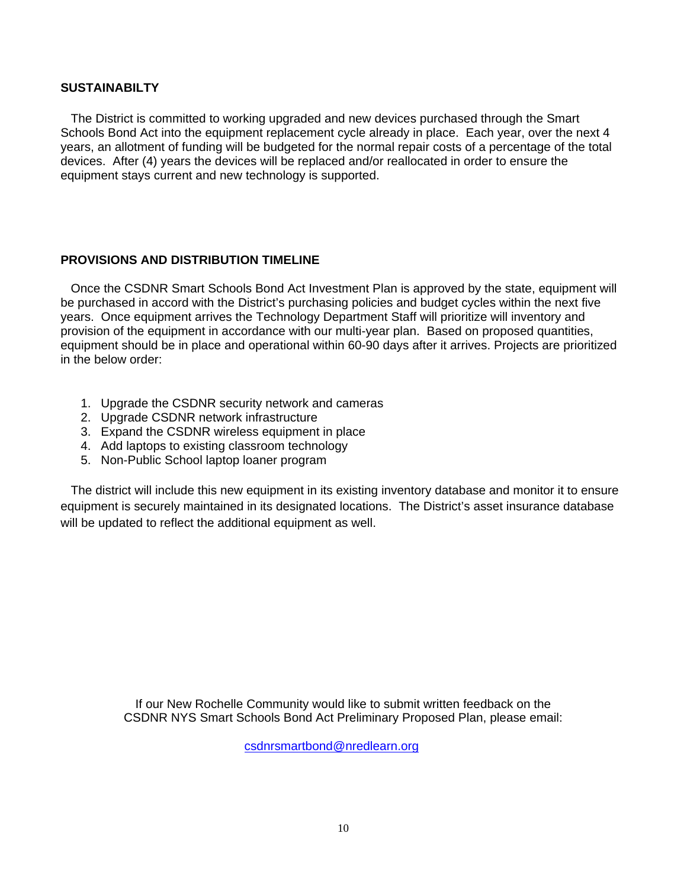## SUSTAINABILTY

The District is committed to working upgraded and new devices purchased through the Smart Schools Bond Act into the equipment replacement cycle already in place. Each year, over the next 4 years, an allotment of funding will be budgeted for the normal repair costs of a percentage of the total devices. After (4) years the devices will be replaced and/or reallocated in order to ensure the equipment stays current and new technology is supported.

## PROVISIONS AND DISTRIBUTION TIMELINE

Once the CSDNR Smart Schools Bond Act Investment Plan is approved by the state, equipment will be purchased in accord with the District's purchasing policies and budget cycles within the next five years. Once equipment arrives the Technology Department Staff will prioritize will inventory and provision of the equipment in accordance with our multi-year plan. Based on proposed quantities, equipment should be in place and operational within 60-90 days after it arrives. Projects are prioritized in the below order:

1. Upgrade the CSDNR security network and cameras
2. Upgrade CSDNR network infrastructure
3. Expand the CSDNR wireless equipment in place
4. Add laptops to existing classroom technology
5. Non-Public School laptop loaner program

The district will include this new equipment in its existing inventory database and monitor it to ensure equipment is securely maintained in its designated locations. The District's asset insurance database will be updated to reflect the additional equipment as well.

If our New Rochelle Community would like to submit written feedback on the CSDNR NYS Smart Schools Bond Act Preliminary Proposed Plan, please email:

csdnrsmartbond@nredlearn.org